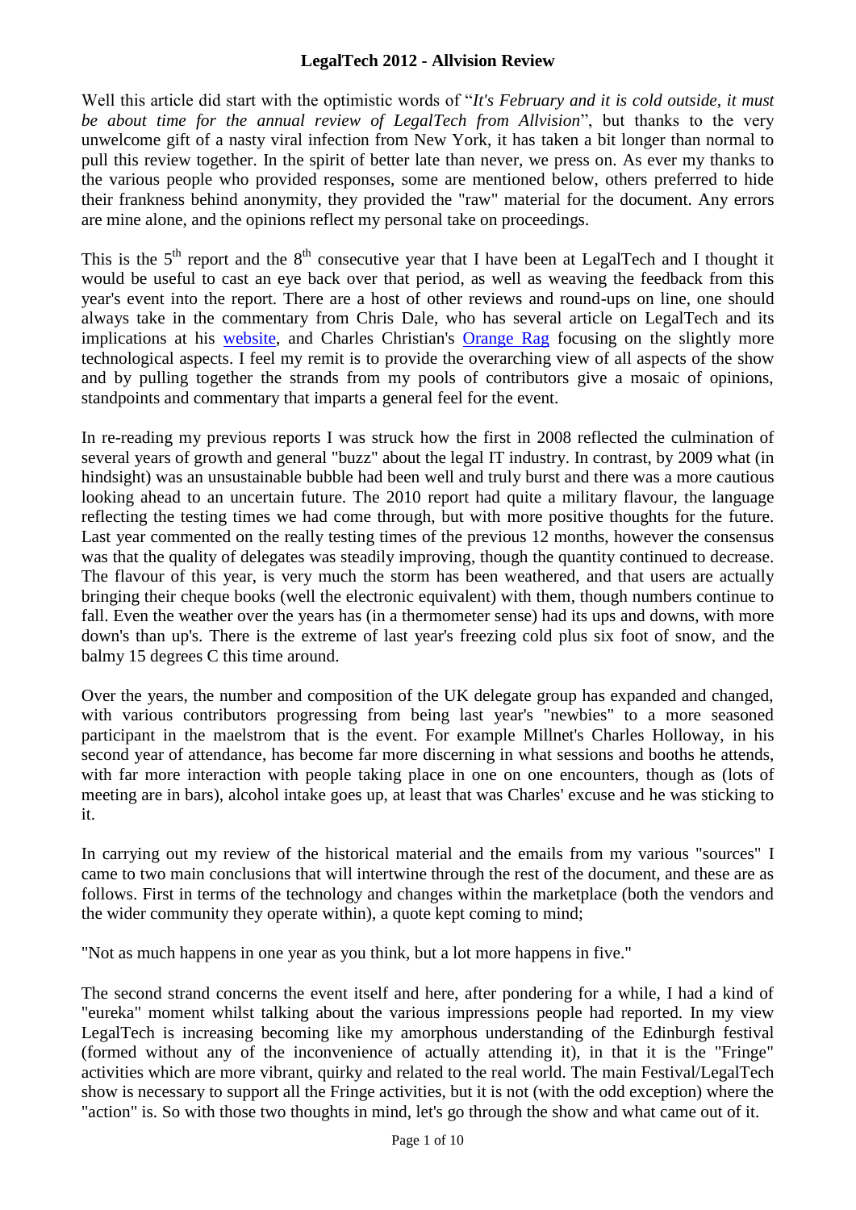# LegalTech 2012 - Allvision Review

Well this article did start with the optimistic words of "*It's February and it is cold outside, it must be about time for the annual review of LegalTech from Allvision*", but thanks to the very unwelcome gift of a nasty viral infection from New York, it has taken a bit longer than normal to pull this review together. In the spirit of better late than never, we press on. As ever my thanks to the various people who provided responses, some are mentioned below, others preferred to hide their frankness behind anonymity, they provided the "raw" material for the document. Any errors are mine alone, and the opinions reflect my personal take on proceedings.

This is the 5th report and the 8th consecutive year that I have been at LegalTech and I thought it would be useful to cast an eye back over that period, as well as weaving the feedback from this year's event into the report. There are a host of other reviews and round-ups on line, one should always take in the commentary from Chris Dale, who has several article on LegalTech and its implications at his [website](), and Charles Christian's [Orange Rag]() focusing on the slightly more technological aspects. I feel my remit is to provide the overarching view of all aspects of the show and by pulling together the strands from my pools of contributors give a mosaic of opinions, standpoints and commentary that imparts a general feel for the event.

In re-reading my previous reports I was struck how the first in 2008 reflected the culmination of several years of growth and general "buzz" about the legal IT industry. In contrast, by 2009 what (in hindsight) was an unsustainable bubble had been well and truly burst and there was a more cautious looking ahead to an uncertain future. The 2010 report had quite a military flavour, the language reflecting the testing times we had come through, but with more positive thoughts for the future. Last year commented on the really testing times of the previous 12 months, however the consensus was that the quality of delegates was steadily improving, though the quantity continued to decrease. The flavour of this year, is very much the storm has been weathered, and that users are actually bringing their cheque books (well the electronic equivalent) with them, though numbers continue to fall. Even the weather over the years has (in a thermometer sense) had its ups and downs, with more down's than up's. There is the extreme of last year's freezing cold plus six foot of snow, and the balmy 15 degrees C this time around.

Over the years, the number and composition of the UK delegate group has expanded and changed, with various contributors progressing from being last year's "newbies" to a more seasoned participant in the maelstrom that is the event. For example Millnet's Charles Holloway, in his second year of attendance, has become far more discerning in what sessions and booths he attends, with far more interaction with people taking place in one on one encounters, though as (lots of meeting are in bars), alcohol intake goes up, at least that was Charles' excuse and he was sticking to it.

In carrying out my review of the historical material and the emails from my various "sources" I came to two main conclusions that will intertwine through the rest of the document, and these are as follows. First in terms of the technology and changes within the marketplace (both the vendors and the wider community they operate within), a quote kept coming to mind;

"Not as much happens in one year as you think, but a lot more happens in five."

The second strand concerns the event itself and here, after pondering for a while, I had a kind of "eureka" moment whilst talking about the various impressions people had reported. In my view LegalTech is increasing becoming like my amorphous understanding of the Edinburgh festival (formed without any of the inconvenience of actually attending it), in that it is the "Fringe" activities which are more vibrant, quirky and related to the real world. The main Festival/LegalTech show is necessary to support all the Fringe activities, but it is not (with the odd exception) where the "action" is. So with those two thoughts in mind, let's go through the show and what came out of it.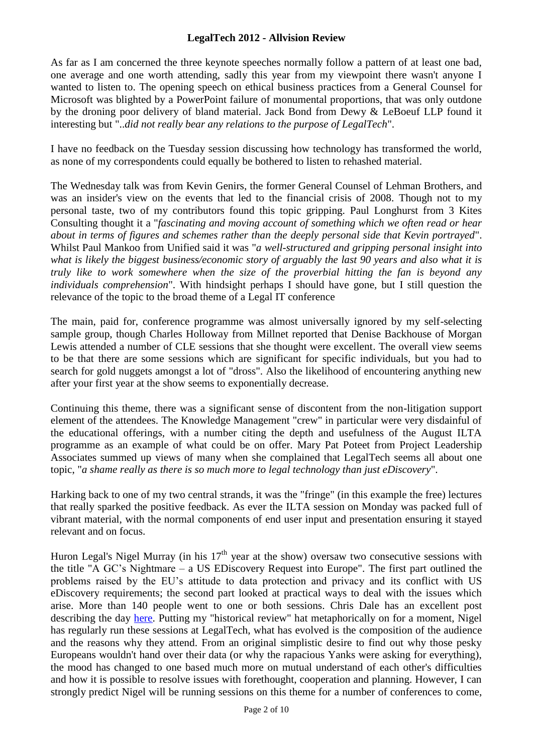## LegalTech 2012 - Allvision Review

As far as I am concerned the three keynote speeches normally follow a pattern of at least one bad, one average and one worth attending, sadly this year from my viewpoint there wasn't anyone I wanted to listen to. The opening speech on ethical business practices from a General Counsel for Microsoft was blighted by a PowerPoint failure of monumental proportions, that was only outdone by the droning poor delivery of bland material. Jack Bond from Dewy & LeBoeuf LLP found it interesting but "..*did not really bear any relations to the purpose of LegalTech*".

I have no feedback on the Tuesday session discussing how technology has transformed the world, as none of my correspondents could equally be bothered to listen to rehashed material.

The Wednesday talk was from Kevin Genirs, the former General Counsel of Lehman Brothers, and was an insider's view on the events that led to the financial crisis of 2008. Though not to my personal taste, two of my contributors found this topic gripping. Paul Longhurst from 3 Kites Consulting thought it a "*fascinating and moving account of something which we often read or hear about in terms of figures and schemes rather than the deeply personal side that Kevin portrayed*". Whilst Paul Mankoo from Unified said it was "*a well-structured and gripping personal insight into what is likely the biggest business/economic story of arguably the last 90 years and also what it is truly like to work somewhere when the size of the proverbial hitting the fan is beyond any individuals comprehension*". With hindsight perhaps I should have gone, but I still question the relevance of the topic to the broad theme of a Legal IT conference

The main, paid for, conference programme was almost universally ignored by my self-selecting sample group, though Charles Holloway from Millnet reported that Denise Backhouse of Morgan Lewis attended a number of CLE sessions that she thought were excellent. The overall view seems to be that there are some sessions which are significant for specific individuals, but you had to search for gold nuggets amongst a lot of "dross". Also the likelihood of encountering anything new after your first year at the show seems to exponentially decrease.

Continuing this theme, there was a significant sense of discontent from the non-litigation support element of the attendees. The Knowledge Management "crew" in particular were very disdainful of the educational offerings, with a number citing the depth and usefulness of the August ILTA programme as an example of what could be on offer. Mary Pat Poteet from Project Leadership Associates summed up views of many when she complained that LegalTech seems all about one topic, "*a shame really as there is so much more to legal technology than just eDiscovery*".

Harking back to one of my two central strands, it was the "fringe" (in this example the free) lectures that really sparked the positive feedback. As ever the ILTA session on Monday was packed full of vibrant material, with the normal components of end user input and presentation ensuring it stayed relevant and on focus.

Huron Legal's Nigel Murray (in his 17th year at the show) oversaw two consecutive sessions with the title "A GC's Nightmare – a US EDiscovery Request into Europe". The first part outlined the problems raised by the EU's attitude to data protection and privacy and its conflict with US eDiscovery requirements; the second part looked at practical ways to deal with the issues which arise. More than 140 people went to one or both sessions. Chris Dale has an excellent post describing the day here. Putting my "historical review" hat metaphorically on for a moment, Nigel has regularly run these sessions at LegalTech, what has evolved is the composition of the audience and the reasons why they attend. From an original simplistic desire to find out why those pesky Europeans wouldn't hand over their data (or why the rapacious Yanks were asking for everything), the mood has changed to one based much more on mutual understand of each other's difficulties and how it is possible to resolve issues with forethought, cooperation and planning. However, I can strongly predict Nigel will be running sessions on this theme for a number of conferences to come,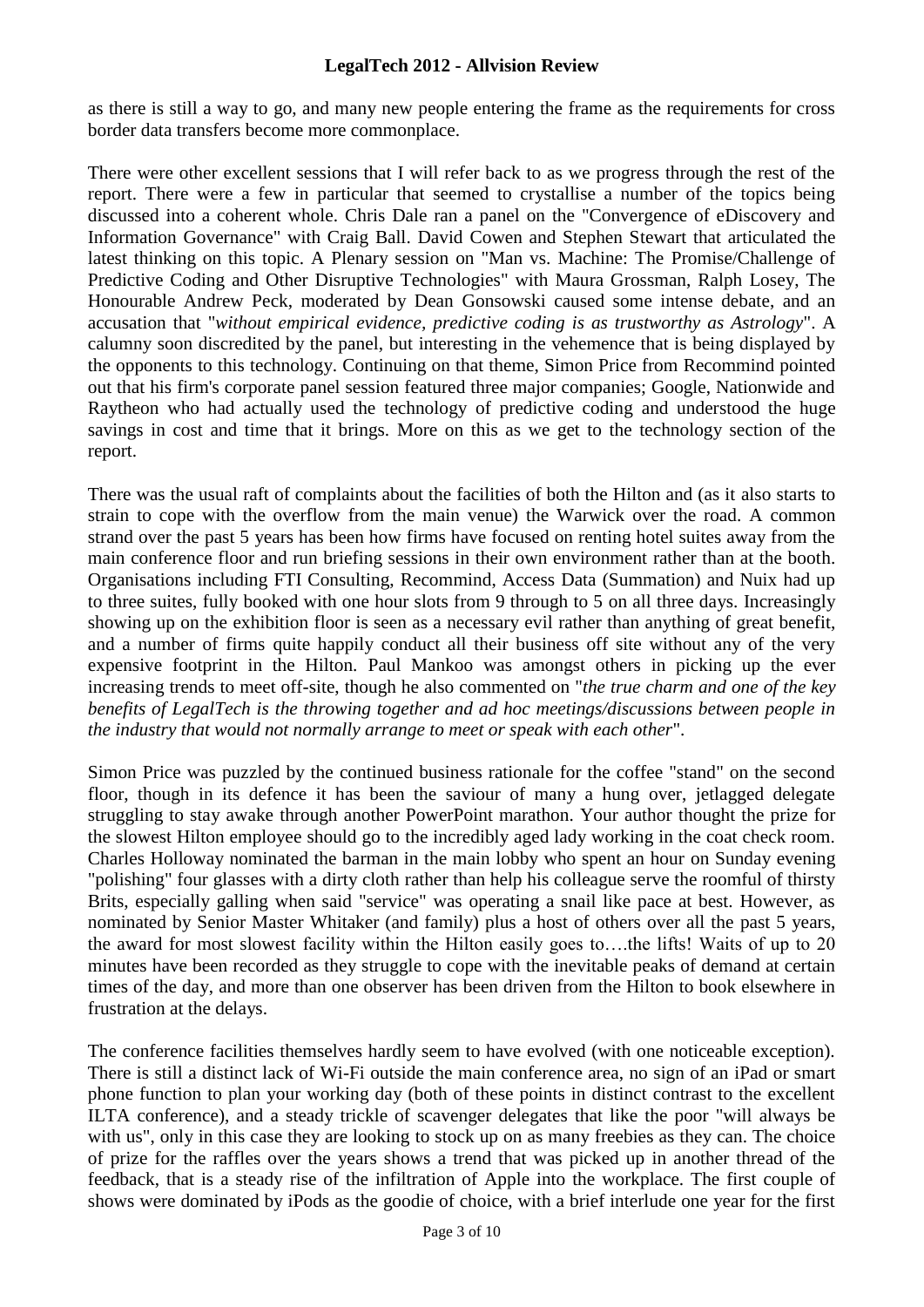as there is still a way to go, and many new people entering the frame as the requirements for cross border data transfers become more commonplace.

There were other excellent sessions that I will refer back to as we progress through the rest of the report. There were a few in particular that seemed to crystallise a number of the topics being discussed into a coherent whole. Chris Dale ran a panel on the "Convergence of eDiscovery and Information Governance" with Craig Ball. David Cowen and Stephen Stewart that articulated the latest thinking on this topic. A Plenary session on "Man vs. Machine: The Promise/Challenge of Predictive Coding and Other Disruptive Technologies" with Maura Grossman, Ralph Losey, The Honourable Andrew Peck, moderated by Dean Gonsowski caused some intense debate, and an accusation that "*without empirical evidence, predictive coding is as trustworthy as Astrology*". A calumny soon discredited by the panel, but interesting in the vehemence that is being displayed by the opponents to this technology. Continuing on that theme, Simon Price from Recommind pointed out that his firm's corporate panel session featured three major companies; Google, Nationwide and Raytheon who had actually used the technology of predictive coding and understood the huge savings in cost and time that it brings. More on this as we get to the technology section of the report.

There was the usual raft of complaints about the facilities of both the Hilton and (as it also starts to strain to cope with the overflow from the main venue) the Warwick over the road. A common strand over the past 5 years has been how firms have focused on renting hotel suites away from the main conference floor and run briefing sessions in their own environment rather than at the booth. Organisations including FTI Consulting, Recommind, Access Data (Summation) and Nuix had up to three suites, fully booked with one hour slots from 9 through to 5 on all three days. Increasingly showing up on the exhibition floor is seen as a necessary evil rather than anything of great benefit, and a number of firms quite happily conduct all their business off site without any of the very expensive footprint in the Hilton. Paul Mankoo was amongst others in picking up the ever increasing trends to meet off-site, though he also commented on "*the true charm and one of the key benefits of LegalTech is the throwing together and ad hoc meetings/discussions between people in the industry that would not normally arrange to meet or speak with each other*".

Simon Price was puzzled by the continued business rationale for the coffee "stand" on the second floor, though in its defence it has been the saviour of many a hung over, jetlagged delegate struggling to stay awake through another PowerPoint marathon. Your author thought the prize for the slowest Hilton employee should go to the incredibly aged lady working in the coat check room. Charles Holloway nominated the barman in the main lobby who spent an hour on Sunday evening "polishing" four glasses with a dirty cloth rather than help his colleague serve the roomful of thirsty Brits, especially galling when said "service" was operating a snail like pace at best. However, as nominated by Senior Master Whitaker (and family) plus a host of others over all the past 5 years, the award for most slowest facility within the Hilton easily goes to….the lifts! Waits of up to 20 minutes have been recorded as they struggle to cope with the inevitable peaks of demand at certain times of the day, and more than one observer has been driven from the Hilton to book elsewhere in frustration at the delays.

The conference facilities themselves hardly seem to have evolved (with one noticeable exception). There is still a distinct lack of Wi-Fi outside the main conference area, no sign of an iPad or smart phone function to plan your working day (both of these points in distinct contrast to the excellent ILTA conference), and a steady trickle of scavenger delegates that like the poor "will always be with us", only in this case they are looking to stock up on as many freebies as they can. The choice of prize for the raffles over the years shows a trend that was picked up in another thread of the feedback, that is a steady rise of the infiltration of Apple into the workplace. The first couple of shows were dominated by iPods as the goodie of choice, with a brief interlude one year for the first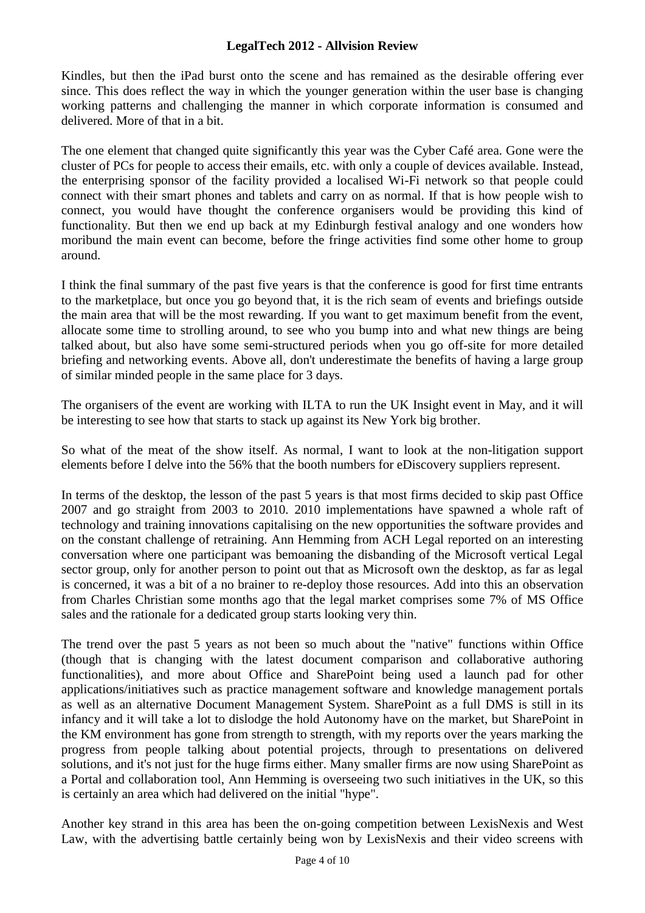Kindles, but then the iPad burst onto the scene and has remained as the desirable offering ever since. This does reflect the way in which the younger generation within the user base is changing working patterns and challenging the manner in which corporate information is consumed and delivered. More of that in a bit.

The one element that changed quite significantly this year was the Cyber Café area. Gone were the cluster of PCs for people to access their emails, etc. with only a couple of devices available. Instead, the enterprising sponsor of the facility provided a localised Wi-Fi network so that people could connect with their smart phones and tablets and carry on as normal. If that is how people wish to connect, you would have thought the conference organisers would be providing this kind of functionality. But then we end up back at my Edinburgh festival analogy and one wonders how moribund the main event can become, before the fringe activities find some other home to group around.

I think the final summary of the past five years is that the conference is good for first time entrants to the marketplace, but once you go beyond that, it is the rich seam of events and briefings outside the main area that will be the most rewarding. If you want to get maximum benefit from the event, allocate some time to strolling around, to see who you bump into and what new things are being talked about, but also have some semi-structured periods when you go off-site for more detailed briefing and networking events. Above all, don't underestimate the benefits of having a large group of similar minded people in the same place for 3 days.

The organisers of the event are working with ILTA to run the UK Insight event in May, and it will be interesting to see how that starts to stack up against its New York big brother.

So what of the meat of the show itself. As normal, I want to look at the non-litigation support elements before I delve into the 56% that the booth numbers for eDiscovery suppliers represent.

In terms of the desktop, the lesson of the past 5 years is that most firms decided to skip past Office 2007 and go straight from 2003 to 2010. 2010 implementations have spawned a whole raft of technology and training innovations capitalising on the new opportunities the software provides and on the constant challenge of retraining. Ann Hemming from ACH Legal reported on an interesting conversation where one participant was bemoaning the disbanding of the Microsoft vertical Legal sector group, only for another person to point out that as Microsoft own the desktop, as far as legal is concerned, it was a bit of a no brainer to re-deploy those resources. Add into this an observation from Charles Christian some months ago that the legal market comprises some 7% of MS Office sales and the rationale for a dedicated group starts looking very thin.

The trend over the past 5 years as not been so much about the "native" functions within Office (though that is changing with the latest document comparison and collaborative authoring functionalities), and more about Office and SharePoint being used a launch pad for other applications/initiatives such as practice management software and knowledge management portals as well as an alternative Document Management System. SharePoint as a full DMS is still in its infancy and it will take a lot to dislodge the hold Autonomy have on the market, but SharePoint in the KM environment has gone from strength to strength, with my reports over the years marking the progress from people talking about potential projects, through to presentations on delivered solutions, and it's not just for the huge firms either. Many smaller firms are now using SharePoint as a Portal and collaboration tool, Ann Hemming is overseeing two such initiatives in the UK, so this is certainly an area which had delivered on the initial "hype".

Another key strand in this area has been the on-going competition between LexisNexis and West Law, with the advertising battle certainly being won by LexisNexis and their video screens with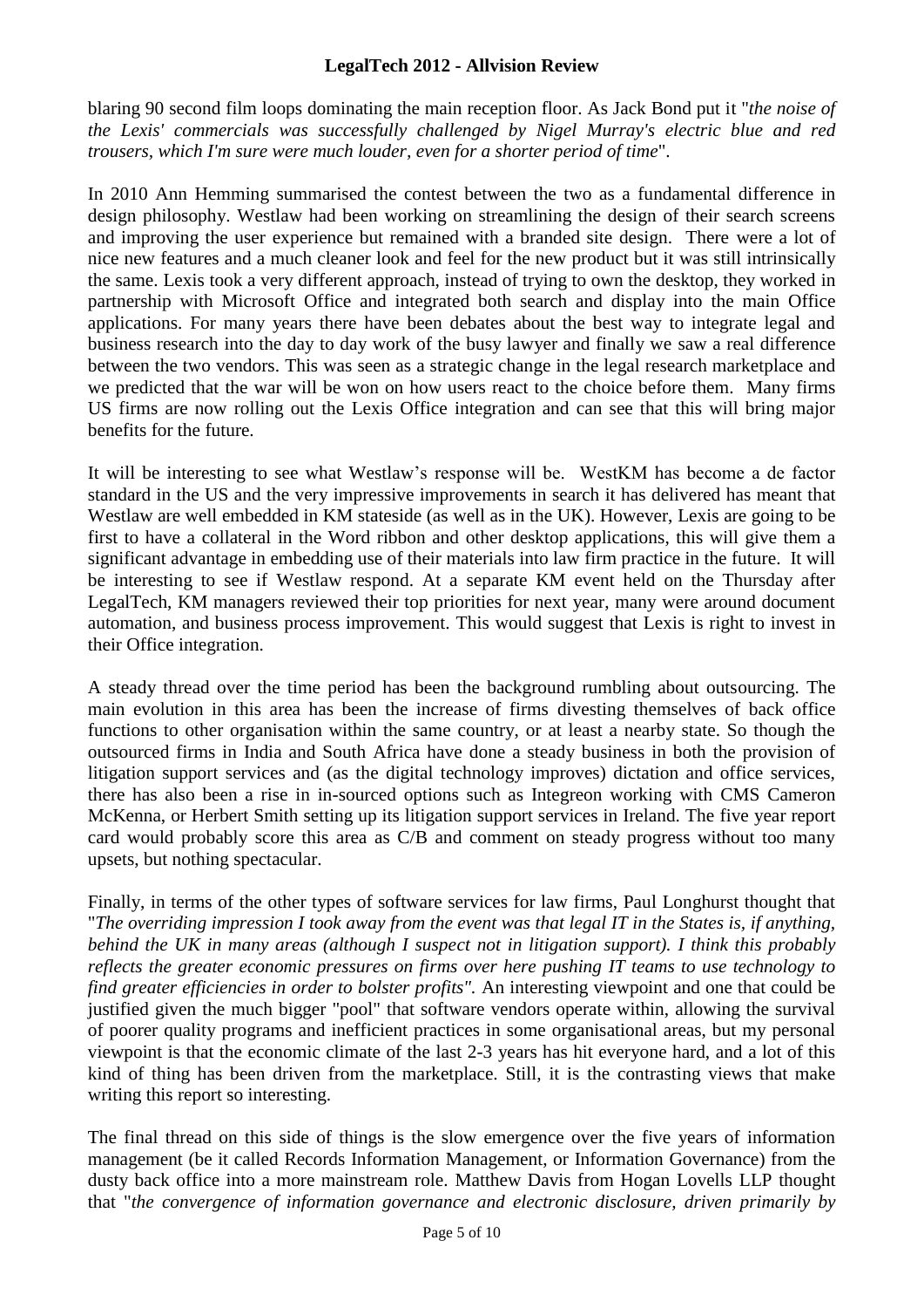blaring 90 second film loops dominating the main reception floor. As Jack Bond put it "*the noise of the Lexis' commercials was successfully challenged by Nigel Murray's electric blue and red trousers, which I'm sure were much louder, even for a shorter period of time*".

In 2010 Ann Hemming summarised the contest between the two as a fundamental difference in design philosophy. Westlaw had been working on streamlining the design of their search screens and improving the user experience but remained with a branded site design. There were a lot of nice new features and a much cleaner look and feel for the new product but it was still intrinsically the same. Lexis took a very different approach, instead of trying to own the desktop, they worked in partnership with Microsoft Office and integrated both search and display into the main Office applications. For many years there have been debates about the best way to integrate legal and business research into the day to day work of the busy lawyer and finally we saw a real difference between the two vendors. This was seen as a strategic change in the legal research marketplace and we predicted that the war will be won on how users react to the choice before them. Many firms US firms are now rolling out the Lexis Office integration and can see that this will bring major benefits for the future.

It will be interesting to see what Westlaw's response will be. WestKM has become a de factor standard in the US and the very impressive improvements in search it has delivered has meant that Westlaw are well embedded in KM stateside (as well as in the UK). However, Lexis are going to be first to have a collateral in the Word ribbon and other desktop applications, this will give them a significant advantage in embedding use of their materials into law firm practice in the future. It will be interesting to see if Westlaw respond. At a separate KM event held on the Thursday after LegalTech, KM managers reviewed their top priorities for next year, many were around document automation, and business process improvement. This would suggest that Lexis is right to invest in their Office integration.

A steady thread over the time period has been the background rumbling about outsourcing. The main evolution in this area has been the increase of firms divesting themselves of back office functions to other organisation within the same country, or at least a nearby state. So though the outsourced firms in India and South Africa have done a steady business in both the provision of litigation support services and (as the digital technology improves) dictation and office services, there has also been a rise in in-sourced options such as Integreon working with CMS Cameron McKenna, or Herbert Smith setting up its litigation support services in Ireland. The five year report card would probably score this area as C/B and comment on steady progress without too many upsets, but nothing spectacular.

Finally, in terms of the other types of software services for law firms, Paul Longhurst thought that "*The overriding impression I took away from the event was that legal IT in the States is, if anything, behind the UK in many areas (although I suspect not in litigation support). I think this probably reflects the greater economic pressures on firms over here pushing IT teams to use technology to find greater efficiencies in order to bolster profits"*. An interesting viewpoint and one that could be justified given the much bigger "pool" that software vendors operate within, allowing the survival of poorer quality programs and inefficient practices in some organisational areas, but my personal viewpoint is that the economic climate of the last 2-3 years has hit everyone hard, and a lot of this kind of thing has been driven from the marketplace. Still, it is the contrasting views that make writing this report so interesting.

The final thread on this side of things is the slow emergence over the five years of information management (be it called Records Information Management, or Information Governance) from the dusty back office into a more mainstream role. Matthew Davis from Hogan Lovells LLP thought that "*the convergence of information governance and electronic disclosure, driven primarily by*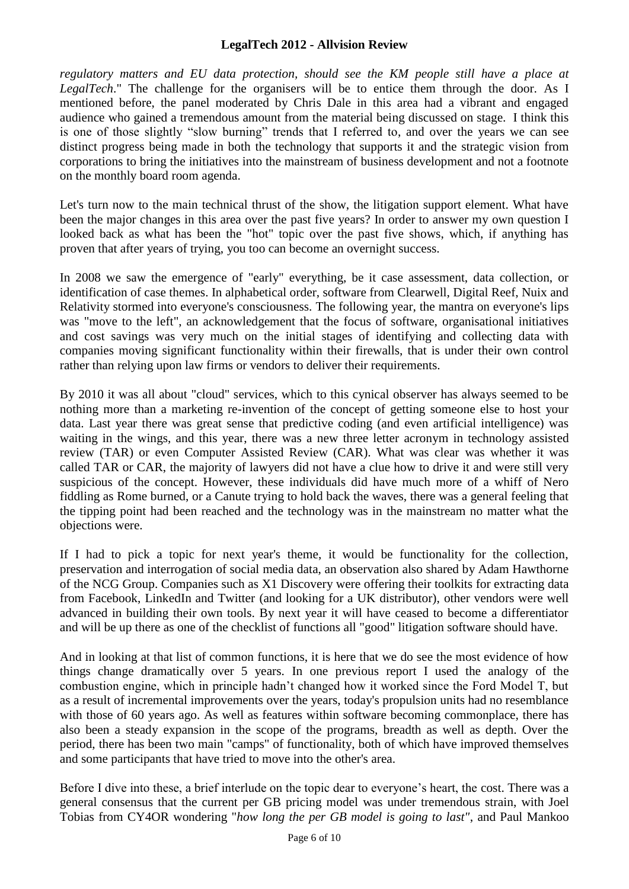*regulatory matters and EU data protection, should see the KM people still have a place at LegalTech*." The challenge for the organisers will be to entice them through the door. As I mentioned before, the panel moderated by Chris Dale in this area had a vibrant and engaged audience who gained a tremendous amount from the material being discussed on stage. I think this is one of those slightly "slow burning" trends that I referred to, and over the years we can see distinct progress being made in both the technology that supports it and the strategic vision from corporations to bring the initiatives into the mainstream of business development and not a footnote on the monthly board room agenda.

Let's turn now to the main technical thrust of the show, the litigation support element. What have been the major changes in this area over the past five years? In order to answer my own question I looked back as what has been the "hot" topic over the past five shows, which, if anything has proven that after years of trying, you too can become an overnight success.

In 2008 we saw the emergence of "early" everything, be it case assessment, data collection, or identification of case themes. In alphabetical order, software from Clearwell, Digital Reef, Nuix and Relativity stormed into everyone's consciousness. The following year, the mantra on everyone's lips was "move to the left", an acknowledgement that the focus of software, organisational initiatives and cost savings was very much on the initial stages of identifying and collecting data with companies moving significant functionality within their firewalls, that is under their own control rather than relying upon law firms or vendors to deliver their requirements.

By 2010 it was all about "cloud" services, which to this cynical observer has always seemed to be nothing more than a marketing re-invention of the concept of getting someone else to host your data. Last year there was great sense that predictive coding (and even artificial intelligence) was waiting in the wings, and this year, there was a new three letter acronym in technology assisted review (TAR) or even Computer Assisted Review (CAR). What was clear was whether it was called TAR or CAR, the majority of lawyers did not have a clue how to drive it and were still very suspicious of the concept. However, these individuals did have much more of a whiff of Nero fiddling as Rome burned, or a Canute trying to hold back the waves, there was a general feeling that the tipping point had been reached and the technology was in the mainstream no matter what the objections were.

If I had to pick a topic for next year's theme, it would be functionality for the collection, preservation and interrogation of social media data, an observation also shared by Adam Hawthorne of the NCG Group. Companies such as X1 Discovery were offering their toolkits for extracting data from Facebook, LinkedIn and Twitter (and looking for a UK distributor), other vendors were well advanced in building their own tools. By next year it will have ceased to become a differentiator and will be up there as one of the checklist of functions all "good" litigation software should have.

And in looking at that list of common functions, it is here that we do see the most evidence of how things change dramatically over 5 years. In one previous report I used the analogy of the combustion engine, which in principle hadn't changed how it worked since the Ford Model T, but as a result of incremental improvements over the years, today's propulsion units had no resemblance with those of 60 years ago. As well as features within software becoming commonplace, there has also been a steady expansion in the scope of the programs, breadth as well as depth. Over the period, there has been two main "camps" of functionality, both of which have improved themselves and some participants that have tried to move into the other's area.

Before I dive into these, a brief interlude on the topic dear to everyone's heart, the cost. There was a general consensus that the current per GB pricing model was under tremendous strain, with Joel Tobias from CY4OR wondering "*how long the per GB model is going to last*", and Paul Mankoo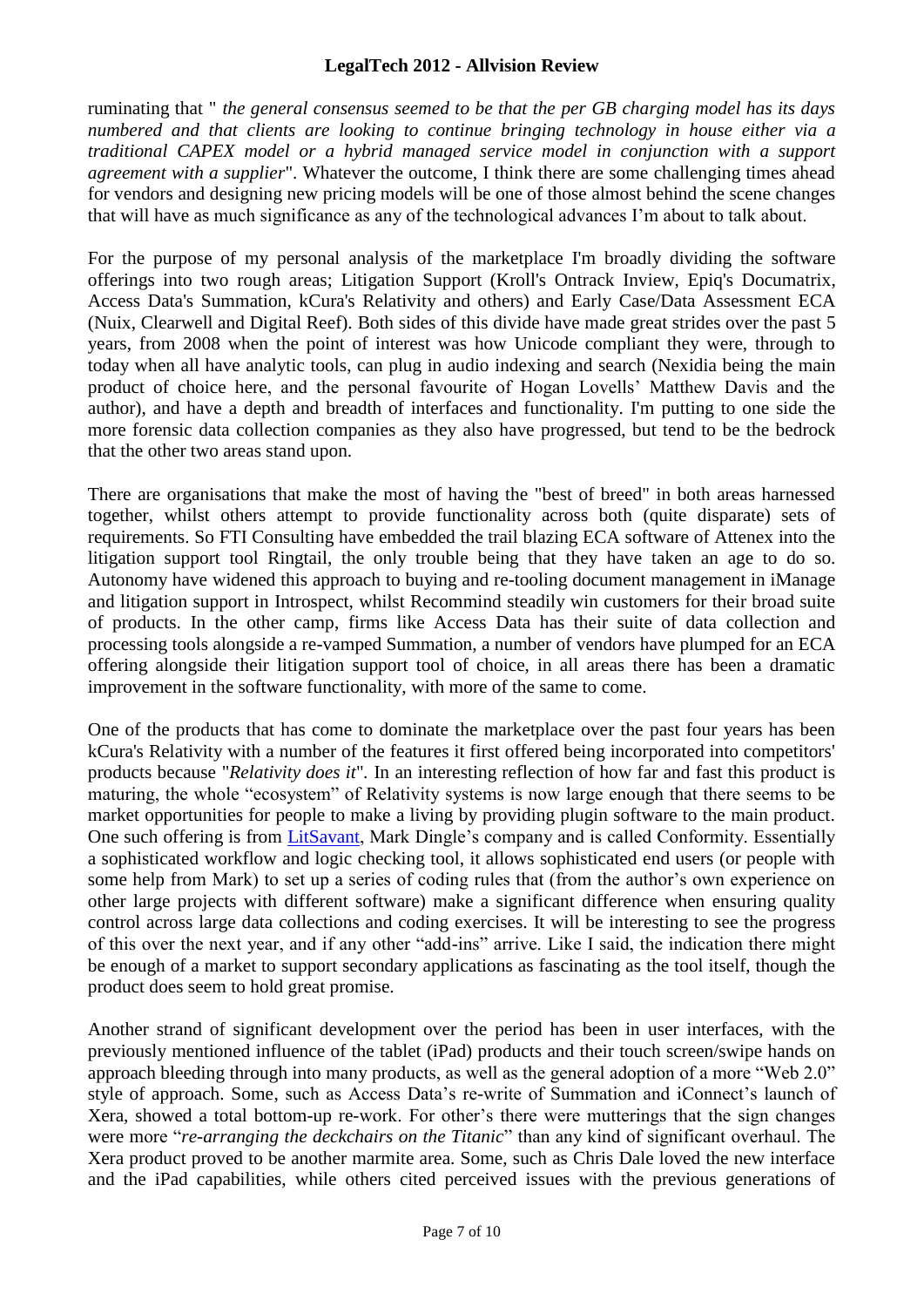ruminating that " *the general consensus seemed to be that the per GB charging model has its days numbered and that clients are looking to continue bringing technology in house either via a traditional CAPEX model or a hybrid managed service model in conjunction with a support agreement with a supplier*". Whatever the outcome, I think there are some challenging times ahead for vendors and designing new pricing models will be one of those almost behind the scene changes that will have as much significance as any of the technological advances I'm about to talk about.

For the purpose of my personal analysis of the marketplace I'm broadly dividing the software offerings into two rough areas; Litigation Support (Kroll's Ontrack Inview, Epiq's Documatrix, Access Data's Summation, kCura's Relativity and others) and Early Case/Data Assessment ECA (Nuix, Clearwell and Digital Reef). Both sides of this divide have made great strides over the past 5 years, from 2008 when the point of interest was how Unicode compliant they were, through to today when all have analytic tools, can plug in audio indexing and search (Nexidia being the main product of choice here, and the personal favourite of Hogan Lovells' Matthew Davis and the author), and have a depth and breadth of interfaces and functionality. I'm putting to one side the more forensic data collection companies as they also have progressed, but tend to be the bedrock that the other two areas stand upon.

There are organisations that make the most of having the "best of breed" in both areas harnessed together, whilst others attempt to provide functionality across both (quite disparate) sets of requirements. So FTI Consulting have embedded the trail blazing ECA software of Attenex into the litigation support tool Ringtail, the only trouble being that they have taken an age to do so. Autonomy have widened this approach to buying and re-tooling document management in iManage and litigation support in Introspect, whilst Recommind steadily win customers for their broad suite of products. In the other camp, firms like Access Data has their suite of data collection and processing tools alongside a re-vamped Summation, a number of vendors have plumped for an ECA offering alongside their litigation support tool of choice, in all areas there has been a dramatic improvement in the software functionality, with more of the same to come.

One of the products that has come to dominate the marketplace over the past four years has been kCura's Relativity with a number of the features it first offered being incorporated into competitors' products because "*Relativity does it*". In an interesting reflection of how far and fast this product is maturing, the whole "ecosystem" of Relativity systems is now large enough that there seems to be market opportunities for people to make a living by providing plugin software to the main product. One such offering is from LitSavant, Mark Dingle's company and is called Conformity. Essentially a sophisticated workflow and logic checking tool, it allows sophisticated end users (or people with some help from Mark) to set up a series of coding rules that (from the author's own experience on other large projects with different software) make a significant difference when ensuring quality control across large data collections and coding exercises. It will be interesting to see the progress of this over the next year, and if any other "add-ins" arrive. Like I said, the indication there might be enough of a market to support secondary applications as fascinating as the tool itself, though the product does seem to hold great promise.

Another strand of significant development over the period has been in user interfaces, with the previously mentioned influence of the tablet (iPad) products and their touch screen/swipe hands on approach bleeding through into many products, as well as the general adoption of a more "Web 2.0" style of approach. Some, such as Access Data's re-write of Summation and iConnect's launch of Xera, showed a total bottom-up re-work. For other's there were mutterings that the sign changes were more "*re-arranging the deckchairs on the Titanic*" than any kind of significant overhaul. The Xera product proved to be another marmite area. Some, such as Chris Dale loved the new interface and the iPad capabilities, while others cited perceived issues with the previous generations of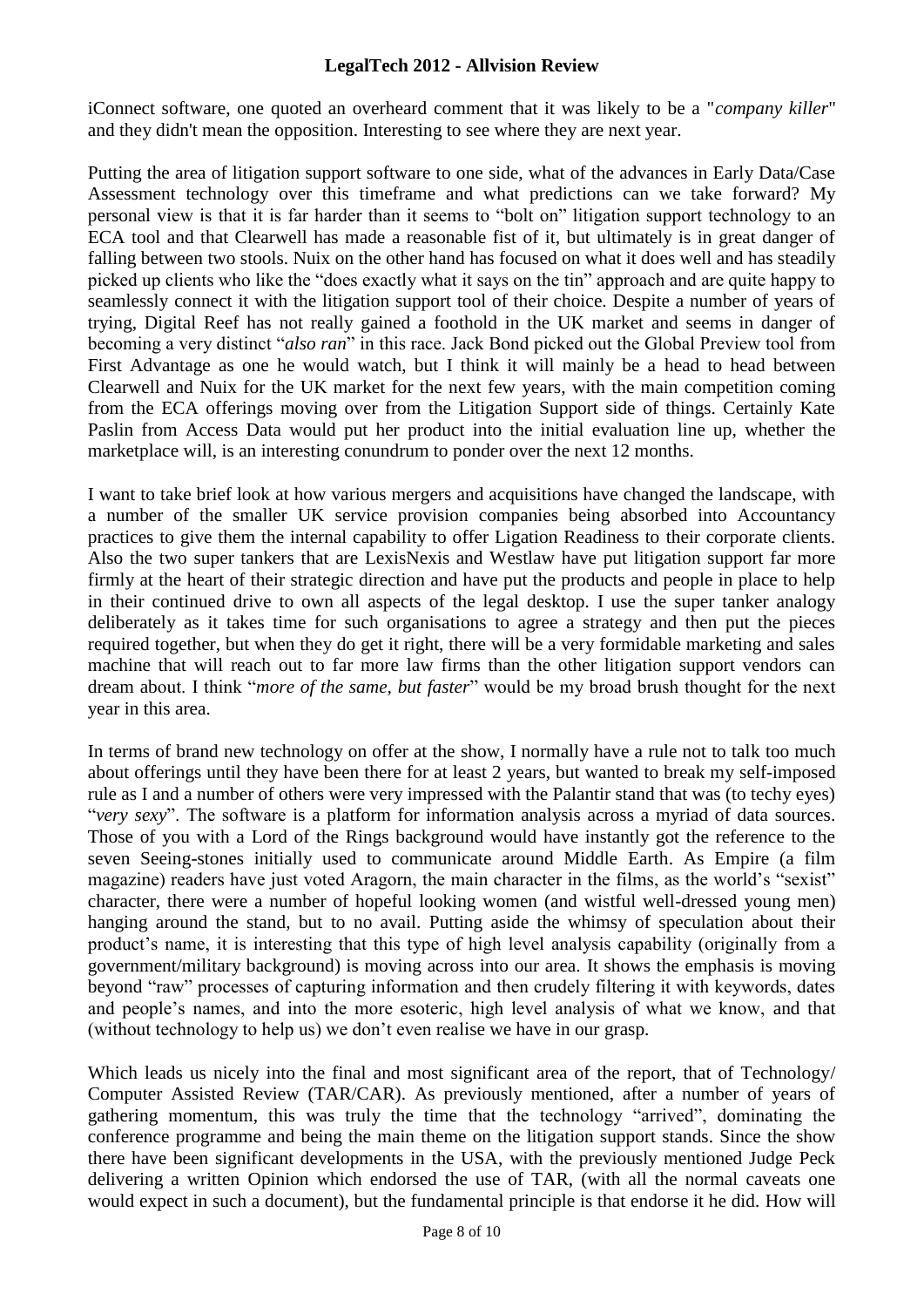iConnect software, one quoted an overheard comment that it was likely to be a "*company killer*" and they didn't mean the opposition. Interesting to see where they are next year.

Putting the area of litigation support software to one side, what of the advances in Early Data/Case Assessment technology over this timeframe and what predictions can we take forward? My personal view is that it is far harder than it seems to "bolt on" litigation support technology to an ECA tool and that Clearwell has made a reasonable fist of it, but ultimately is in great danger of falling between two stools. Nuix on the other hand has focused on what it does well and has steadily picked up clients who like the "does exactly what it says on the tin" approach and are quite happy to seamlessly connect it with the litigation support tool of their choice. Despite a number of years of trying, Digital Reef has not really gained a foothold in the UK market and seems in danger of becoming a very distinct "*also ran*" in this race. Jack Bond picked out the Global Preview tool from First Advantage as one he would watch, but I think it will mainly be a head to head between Clearwell and Nuix for the UK market for the next few years, with the main competition coming from the ECA offerings moving over from the Litigation Support side of things. Certainly Kate Paslin from Access Data would put her product into the initial evaluation line up, whether the marketplace will, is an interesting conundrum to ponder over the next 12 months.

I want to take brief look at how various mergers and acquisitions have changed the landscape, with a number of the smaller UK service provision companies being absorbed into Accountancy practices to give them the internal capability to offer Ligation Readiness to their corporate clients. Also the two super tankers that are LexisNexis and Westlaw have put litigation support far more firmly at the heart of their strategic direction and have put the products and people in place to help in their continued drive to own all aspects of the legal desktop. I use the super tanker analogy deliberately as it takes time for such organisations to agree a strategy and then put the pieces required together, but when they do get it right, there will be a very formidable marketing and sales machine that will reach out to far more law firms than the other litigation support vendors can dream about. I think "*more of the same, but faster*" would be my broad brush thought for the next year in this area.

In terms of brand new technology on offer at the show, I normally have a rule not to talk too much about offerings until they have been there for at least 2 years, but wanted to break my self-imposed rule as I and a number of others were very impressed with the Palantir stand that was (to techy eyes) "*very sexy*". The software is a platform for information analysis across a myriad of data sources. Those of you with a Lord of the Rings background would have instantly got the reference to the seven Seeing-stones initially used to communicate around Middle Earth. As Empire (a film magazine) readers have just voted Aragorn, the main character in the films, as the world's "sexist" character, there were a number of hopeful looking women (and wistful well-dressed young men) hanging around the stand, but to no avail. Putting aside the whimsy of speculation about their product's name, it is interesting that this type of high level analysis capability (originally from a government/military background) is moving across into our area. It shows the emphasis is moving beyond "raw" processes of capturing information and then crudely filtering it with keywords, dates and people's names, and into the more esoteric, high level analysis of what we know, and that (without technology to help us) we don't even realise we have in our grasp.

Which leads us nicely into the final and most significant area of the report, that of Technology/ Computer Assisted Review (TAR/CAR). As previously mentioned, after a number of years of gathering momentum, this was truly the time that the technology "arrived", dominating the conference programme and being the main theme on the litigation support stands. Since the show there have been significant developments in the USA, with the previously mentioned Judge Peck delivering a written Opinion which endorsed the use of TAR, (with all the normal caveats one would expect in such a document), but the fundamental principle is that endorse it he did. How will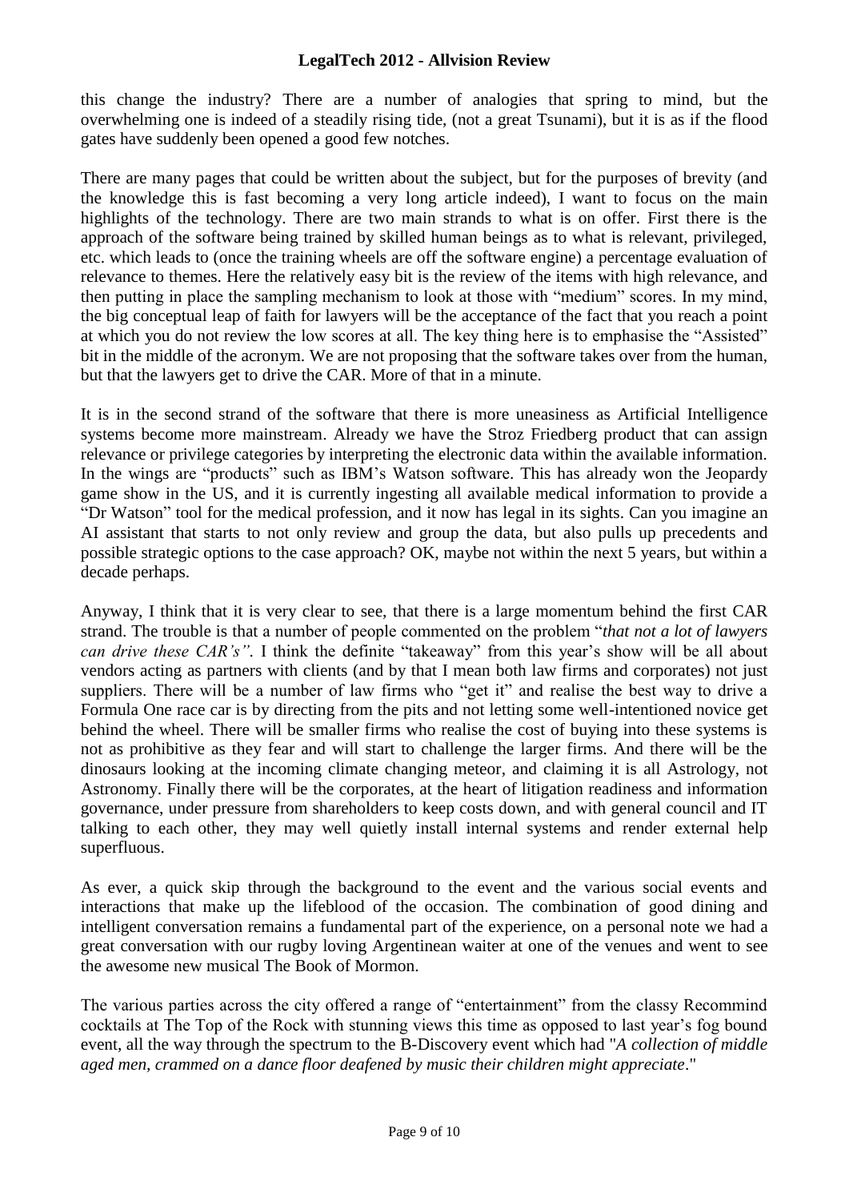this change the industry? There are a number of analogies that spring to mind, but the overwhelming one is indeed of a steadily rising tide, (not a great Tsunami), but it is as if the flood gates have suddenly been opened a good few notches.

There are many pages that could be written about the subject, but for the purposes of brevity (and the knowledge this is fast becoming a very long article indeed), I want to focus on the main highlights of the technology. There are two main strands to what is on offer. First there is the approach of the software being trained by skilled human beings as to what is relevant, privileged, etc. which leads to (once the training wheels are off the software engine) a percentage evaluation of relevance to themes. Here the relatively easy bit is the review of the items with high relevance, and then putting in place the sampling mechanism to look at those with "medium" scores. In my mind, the big conceptual leap of faith for lawyers will be the acceptance of the fact that you reach a point at which you do not review the low scores at all. The key thing here is to emphasise the "Assisted" bit in the middle of the acronym. We are not proposing that the software takes over from the human, but that the lawyers get to drive the CAR. More of that in a minute.

It is in the second strand of the software that there is more uneasiness as Artificial Intelligence systems become more mainstream. Already we have the Stroz Friedberg product that can assign relevance or privilege categories by interpreting the electronic data within the available information. In the wings are "products" such as IBM's Watson software. This has already won the Jeopardy game show in the US, and it is currently ingesting all available medical information to provide a "Dr Watson" tool for the medical profession, and it now has legal in its sights. Can you imagine an AI assistant that starts to not only review and group the data, but also pulls up precedents and possible strategic options to the case approach? OK, maybe not within the next 5 years, but within a decade perhaps.

Anyway, I think that it is very clear to see, that there is a large momentum behind the first CAR strand. The trouble is that a number of people commented on the problem "*that not a lot of lawyers can drive these CAR's"*. I think the definite "takeaway" from this year's show will be all about vendors acting as partners with clients (and by that I mean both law firms and corporates) not just suppliers. There will be a number of law firms who "get it" and realise the best way to drive a Formula One race car is by directing from the pits and not letting some well-intentioned novice get behind the wheel. There will be smaller firms who realise the cost of buying into these systems is not as prohibitive as they fear and will start to challenge the larger firms. And there will be the dinosaurs looking at the incoming climate changing meteor, and claiming it is all Astrology, not Astronomy. Finally there will be the corporates, at the heart of litigation readiness and information governance, under pressure from shareholders to keep costs down, and with general council and IT talking to each other, they may well quietly install internal systems and render external help superfluous.

As ever, a quick skip through the background to the event and the various social events and interactions that make up the lifeblood of the occasion. The combination of good dining and intelligent conversation remains a fundamental part of the experience, on a personal note we had a great conversation with our rugby loving Argentinean waiter at one of the venues and went to see the awesome new musical The Book of Mormon.

The various parties across the city offered a range of "entertainment" from the classy Recommind cocktails at The Top of the Rock with stunning views this time as opposed to last year's fog bound event, all the way through the spectrum to the B-Discovery event which had "*A collection of middle aged men, crammed on a dance floor deafened by music their children might appreciate*."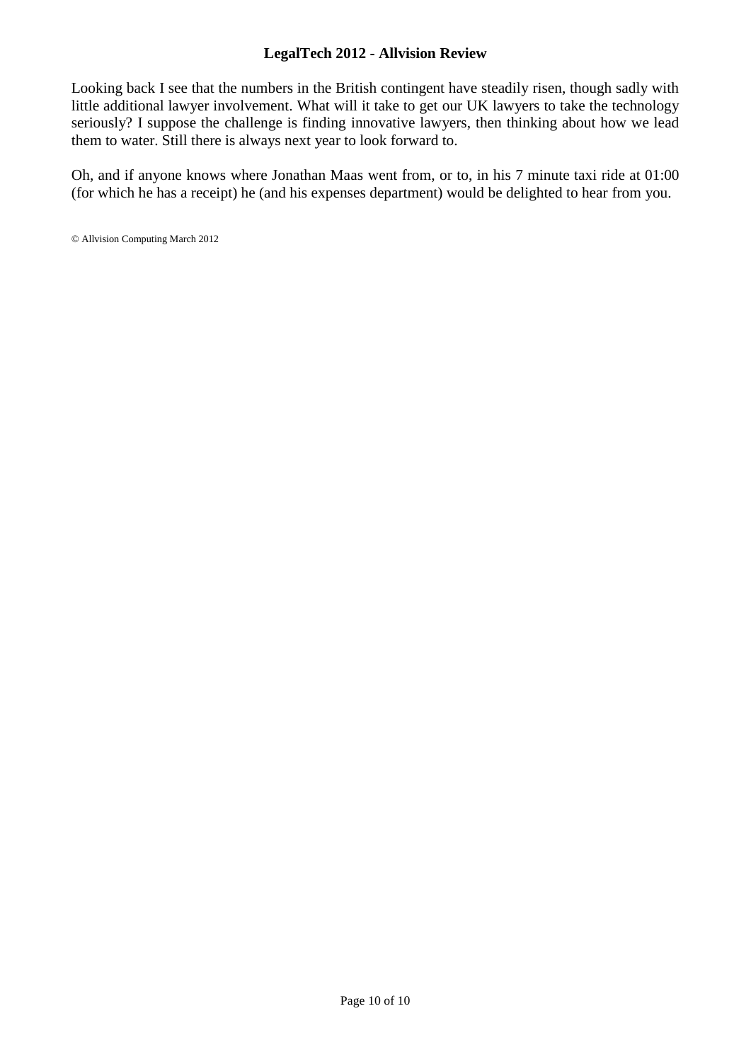Looking back I see that the numbers in the British contingent have steadily risen, though sadly with little additional lawyer involvement. What will it take to get our UK lawyers to take the technology seriously? I suppose the challenge is finding innovative lawyers, then thinking about how we lead them to water. Still there is always next year to look forward to.

Oh, and if anyone knows where Jonathan Maas went from, or to, in his 7 minute taxi ride at 01:00 (for which he has a receipt) he (and his expenses department) would be delighted to hear from you.

© Allvision Computing March 2012